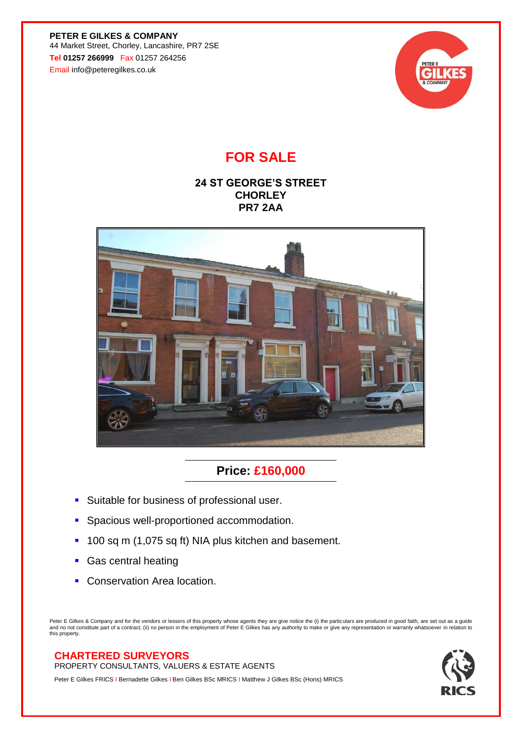**PETER E GILKES & COMPANY**
44 Market Street, Chorley, Lancashire, PR7 2SE
**Tel 01257 266999** Fax 01257 264256
Email info@peteregilkes.co.uk

# FOR SALE

## 24 ST GEORGE'S STREET
## CHORLEY
## PR7 2AA

## Price: £160,000

- Suitable for business of professional user.
- Spacious well-proportioned accommodation.
- 100 sq m (1,075 sq ft) NIA plus kitchen and basement.
- Gas central heating
- Conservation Area location.

Peter E Gilkes & Company and for the vendors or lessors of this property whose agents they are give notice the (i) the particulars are produced in good faith, are set out as a guide and no not constitute part of a contract; (ii) no person in the employment of Peter E Gilkes has any authority to make or give any representation or warranty whatsoever in relation to this property.

**CHARTERED SURVEYORS**
PROPERTY CONSULTANTS, VALUERS & ESTATE AGENTS

Peter E Gilkes FRICS I Bernadette Gilkes I Ben Gilkes BSc MRICS I Matthew J Gilkes BSc (Hons) MRICS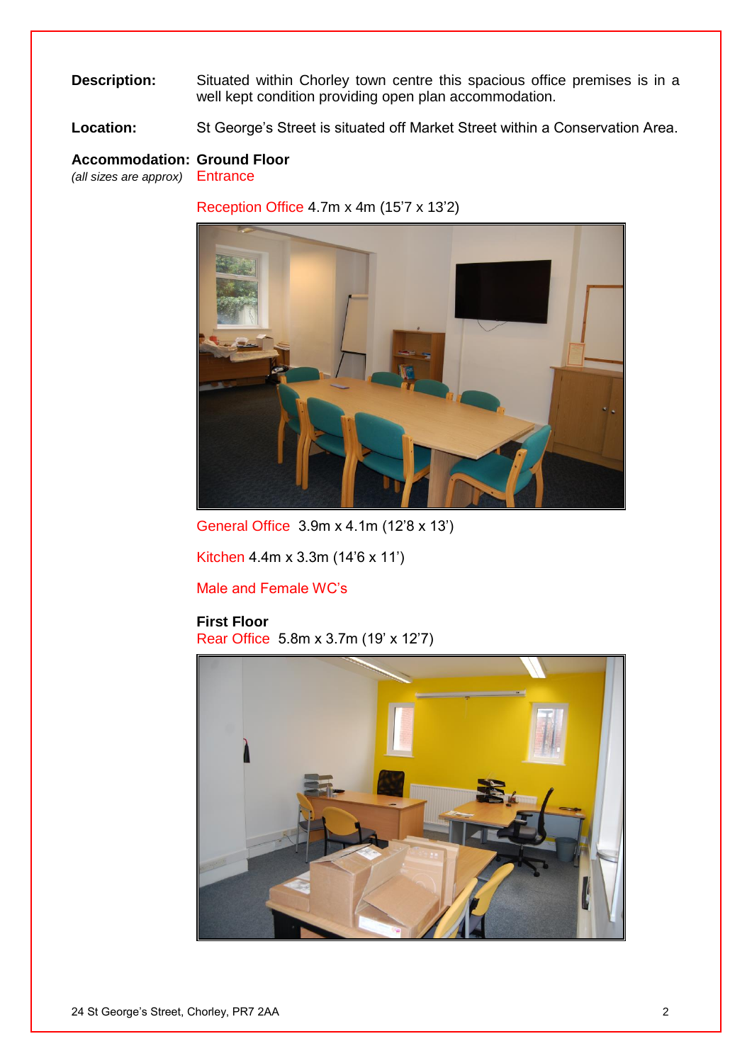**Description:** Situated within Chorley town centre this spacious office premises is in a well kept condition providing open plan accommodation.

**Location:** St George's Street is situated off Market Street within a Conservation Area.

**Accommodation:** **Ground Floor**
*(all sizes are approx)*

Entrance

Reception Office 4.7m x 4m (15'7 x 13'2)

General Office 3.9m x 4.1m (12'8 x 13')

Kitchen 4.4m x 3.3m (14'6 x 11')

Male and Female WC's

**First Floor**

Rear Office 5.8m x 3.7m (19' x 12'7)

24 St George's Street, Chorley, PR7 2AA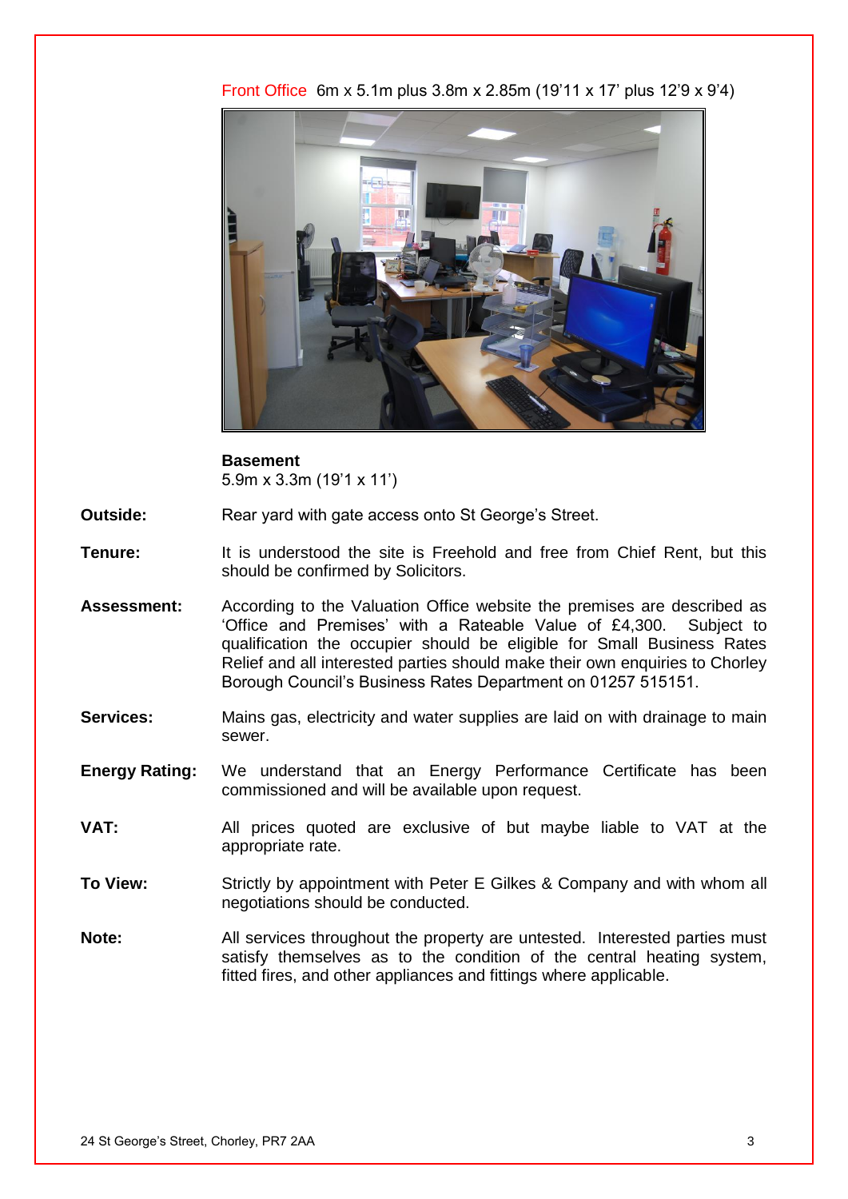Front Office 6m x 5.1m plus 3.8m x 2.85m (19'11 x 17' plus 12'9 x 9'4)

**Basement**
5.9m x 3.3m (19'1 x 11')

**Outside:** Rear yard with gate access onto St George's Street.

**Tenure:** It is understood the site is Freehold and free from Chief Rent, but this should be confirmed by Solicitors.

**Assessment:** According to the Valuation Office website the premises are described as 'Office and Premises' with a Rateable Value of £4,300. Subject to qualification the occupier should be eligible for Small Business Rates Relief and all interested parties should make their own enquiries to Chorley Borough Council's Business Rates Department on 01257 515151.

**Services:** Mains gas, electricity and water supplies are laid on with drainage to main sewer.

**Energy Rating:** We understand that an Energy Performance Certificate has been commissioned and will be available upon request.

**VAT:** All prices quoted are exclusive of but maybe liable to VAT at the appropriate rate.

**To View:** Strictly by appointment with Peter E Gilkes & Company and with whom all negotiations should be conducted.

**Note:** All services throughout the property are untested. Interested parties must satisfy themselves as to the condition of the central heating system, fitted fires, and other appliances and fittings where applicable.